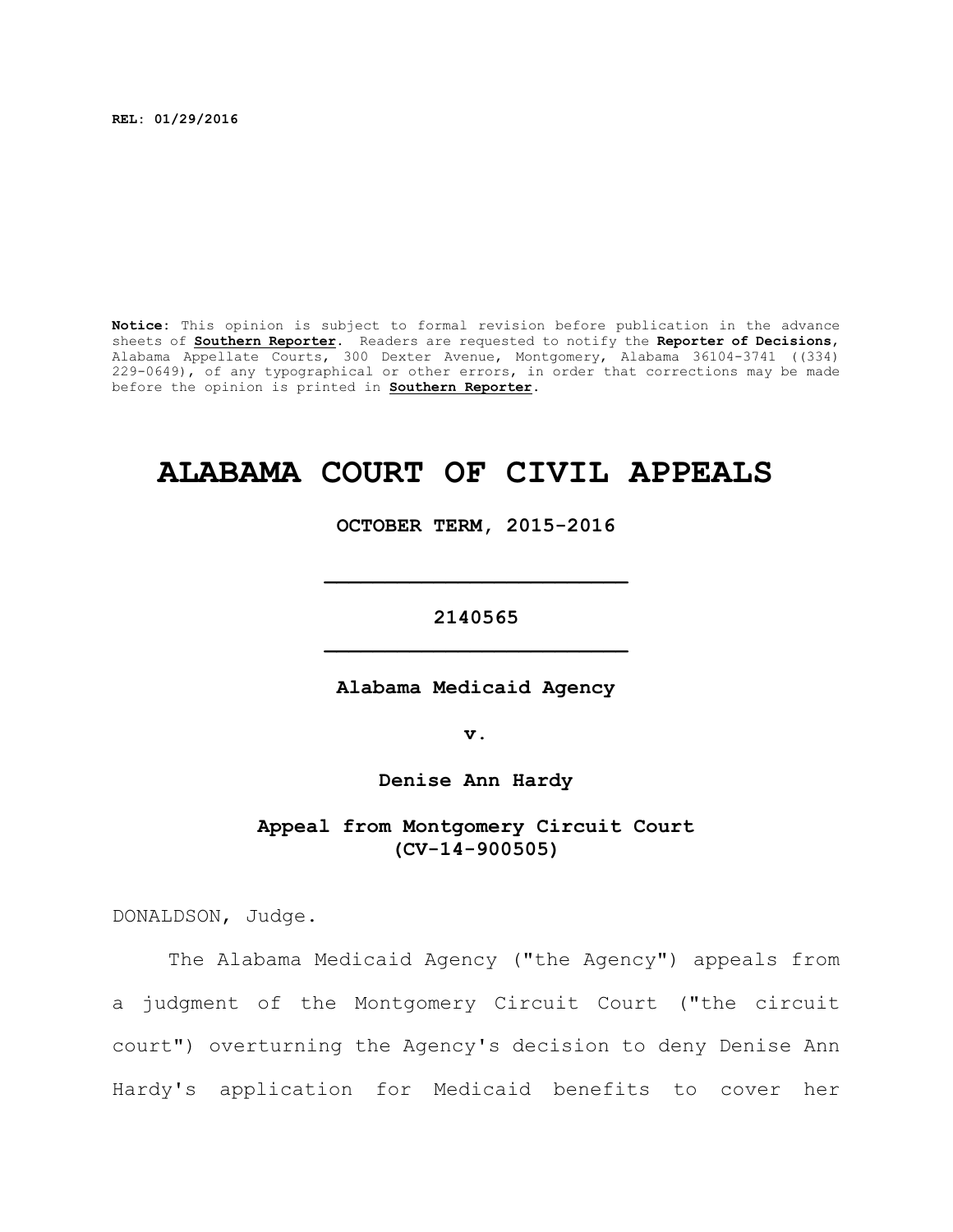**REL: 01/29/2016**

**Notice:** This opinion is subject to formal revision before publication in the advance sheets of **Southern Reporter**. Readers are requested to notify the **Reporter of Decisions**, Alabama Appellate Courts, 300 Dexter Avenue, Montgomery, Alabama 36104-3741 ((334) 229-0649), of any typographical or other errors, in order that corrections may be made before the opinion is printed in **Southern Reporter**.

# ALABAMA COURT OF CIVIL APPEALS

**OCTOBER TERM, 2015-2016**

---

**2140565**

---

**Alabama Medicaid Agency**

**v.**

**Denise Ann Hardy**

**Appeal from Montgomery Circuit Court (CV-14-900505)**

DONALDSON, Judge.

The Alabama Medicaid Agency ("the Agency") appeals from a judgment of the Montgomery Circuit Court ("the circuit court") overturning the Agency's decision to deny Denise Ann Hardy's application for Medicaid benefits to cover her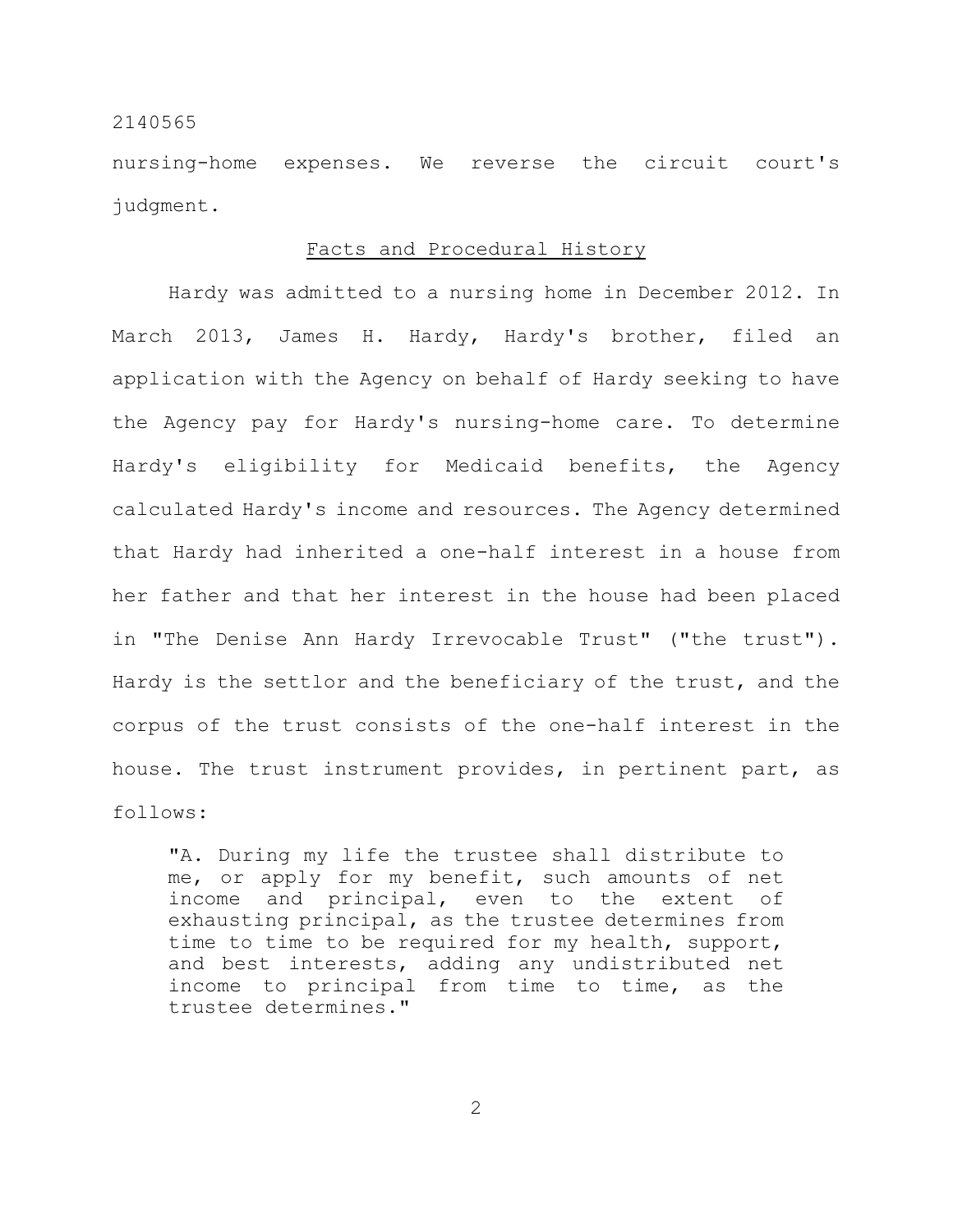nursing-home expenses. We reverse the circuit court's judgment.

## Facts and Procedural History

Hardy was admitted to a nursing home in December 2012. In March 2013, James H. Hardy, Hardy's brother, filed an application with the Agency on behalf of Hardy seeking to have the Agency pay for Hardy's nursing-home care. To determine Hardy's eligibility for Medicaid benefits, the Agency calculated Hardy's income and resources. The Agency determined that Hardy had inherited a one-half interest in a house from her father and that her interest in the house had been placed in "The Denise Ann Hardy Irrevocable Trust" ("the trust"). Hardy is the settlor and the beneficiary of the trust, and the corpus of the trust consists of the one-half interest in the house. The trust instrument provides, in pertinent part, as follows:

> "A. During my life the trustee shall distribute to me, or apply for my benefit, such amounts of net income and principal, even to the extent of exhausting principal, as the trustee determines from time to time to be required for my health, support, and best interests, adding any undistributed net income to principal from time to time, as the trustee determines."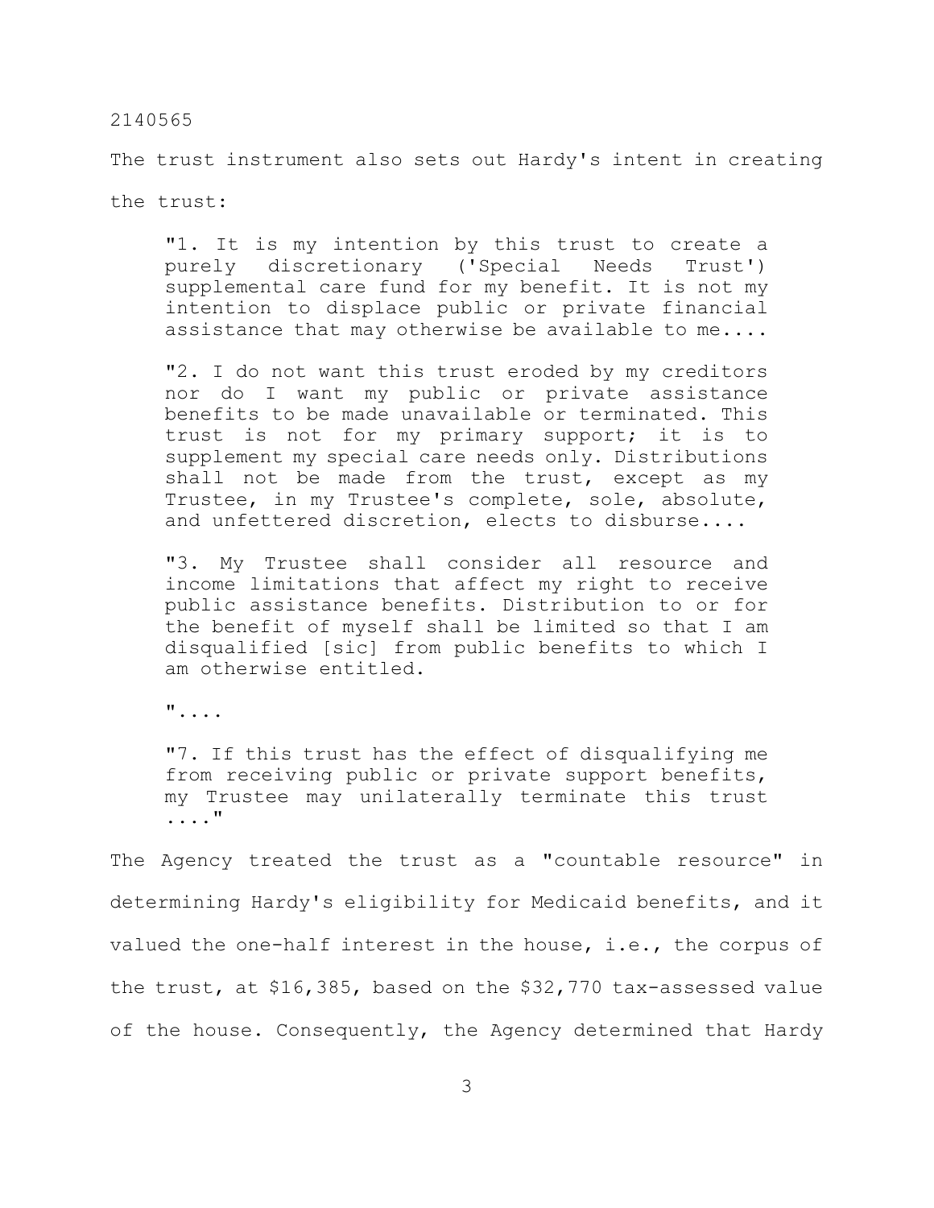The trust instrument also sets out Hardy's intent in creating the trust:

> "1. It is my intention by this trust to create a purely discretionary ('Special Needs Trust') supplemental care fund for my benefit. It is not my intention to displace public or private financial assistance that may otherwise be available to me....
>
> "2. I do not want this trust eroded by my creditors nor do I want my public or private assistance benefits to be made unavailable or terminated. This trust is not for my primary support; it is to supplement my special care needs only. Distributions shall not be made from the trust, except as my Trustee, in my Trustee's complete, sole, absolute, and unfettered discretion, elects to disburse....
>
> "3. My Trustee shall consider all resource and income limitations that affect my right to receive public assistance benefits. Distribution to or for the benefit of myself shall be limited so that I am disqualified [sic] from public benefits to which I am otherwise entitled.
>
> "....
>
> "7. If this trust has the effect of disqualifying me from receiving public or private support benefits, my Trustee may unilaterally terminate this trust ...."

The Agency treated the trust as a "countable resource" in determining Hardy's eligibility for Medicaid benefits, and it valued the one-half interest in the house, i.e., the corpus of the trust, at $16,385, based on the $32,770 tax-assessed value of the house. Consequently, the Agency determined that Hardy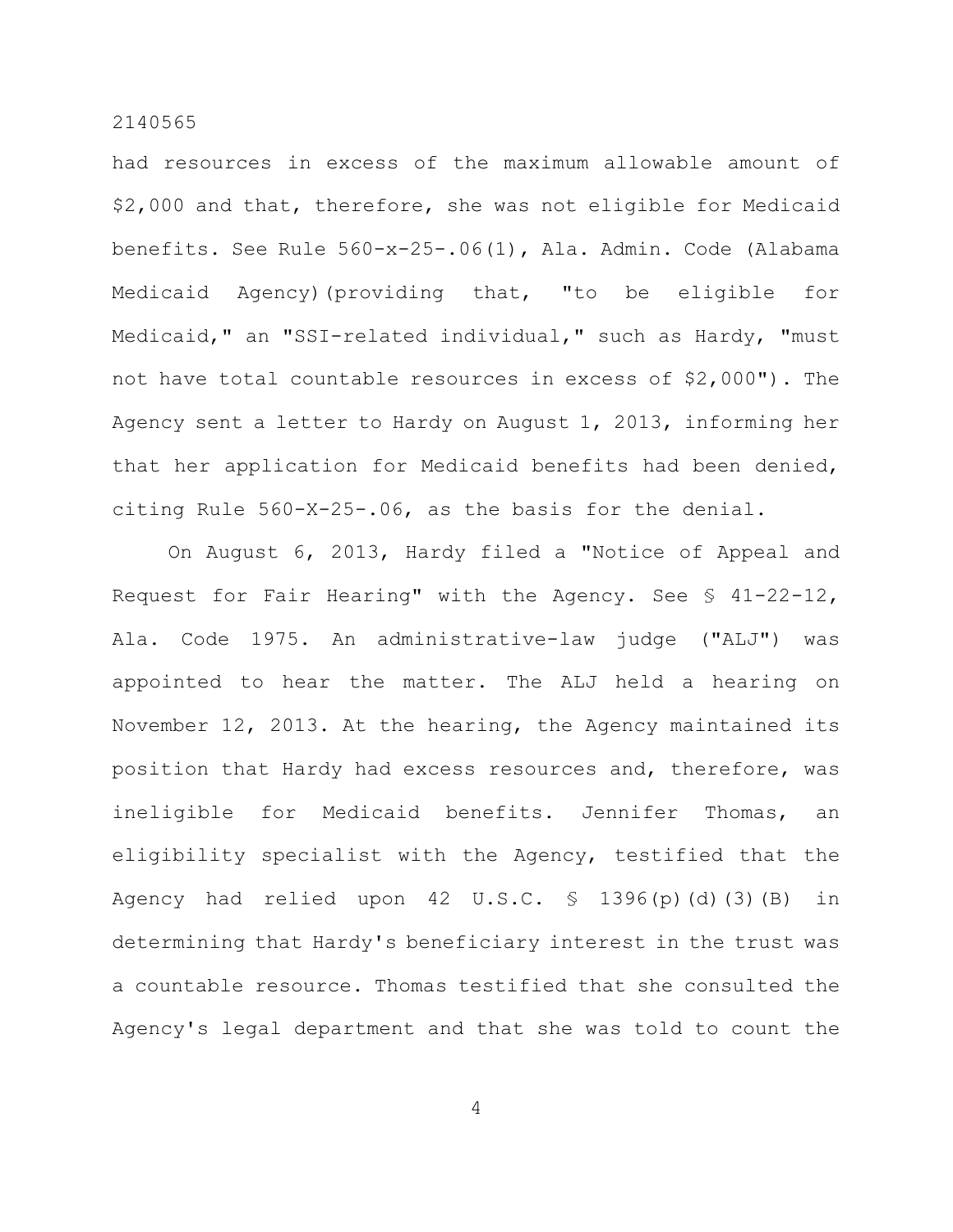had resources in excess of the maximum allowable amount of $2,000 and that, therefore, she was not eligible for Medicaid benefits. See Rule 560-x-25-.06(1), Ala. Admin. Code (Alabama Medicaid Agency)(providing that, "to be eligible for Medicaid," an "SSI-related individual," such as Hardy, "must not have total countable resources in excess of $2,000"). The Agency sent a letter to Hardy on August 1, 2013, informing her that her application for Medicaid benefits had been denied, citing Rule 560-X-25-.06, as the basis for the denial.

On August 6, 2013, Hardy filed a "Notice of Appeal and Request for Fair Hearing" with the Agency. See § 41-22-12, Ala. Code 1975. An administrative-law judge ("ALJ") was appointed to hear the matter. The ALJ held a hearing on November 12, 2013. At the hearing, the Agency maintained its position that Hardy had excess resources and, therefore, was ineligible for Medicaid benefits. Jennifer Thomas, an eligibility specialist with the Agency, testified that the Agency had relied upon 42 U.S.C. § 1396(p)(d)(3)(B) in determining that Hardy's beneficiary interest in the trust was a countable resource. Thomas testified that she consulted the Agency's legal department and that she was told to count the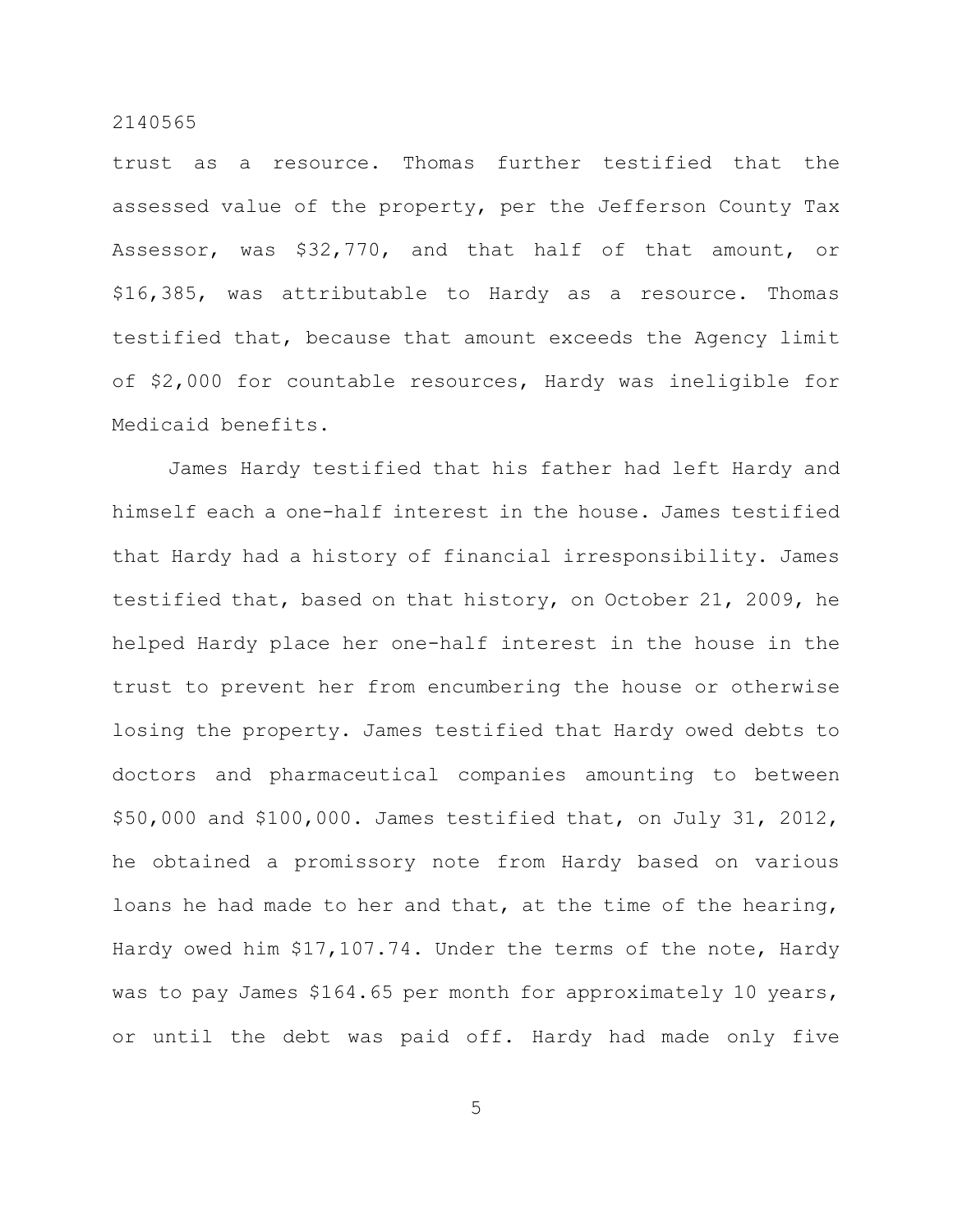trust as a resource. Thomas further testified that the assessed value of the property, per the Jefferson County Tax Assessor, was $32,770, and that half of that amount, or $16,385, was attributable to Hardy as a resource. Thomas testified that, because that amount exceeds the Agency limit of $2,000 for countable resources, Hardy was ineligible for Medicaid benefits.

James Hardy testified that his father had left Hardy and himself each a one-half interest in the house. James testified that Hardy had a history of financial irresponsibility. James testified that, based on that history, on October 21, 2009, he helped Hardy place her one-half interest in the house in the trust to prevent her from encumbering the house or otherwise losing the property. James testified that Hardy owed debts to doctors and pharmaceutical companies amounting to between $50,000 and $100,000. James testified that, on July 31, 2012, he obtained a promissory note from Hardy based on various loans he had made to her and that, at the time of the hearing, Hardy owed him $17,107.74. Under the terms of the note, Hardy was to pay James $164.65 per month for approximately 10 years, or until the debt was paid off. Hardy had made only five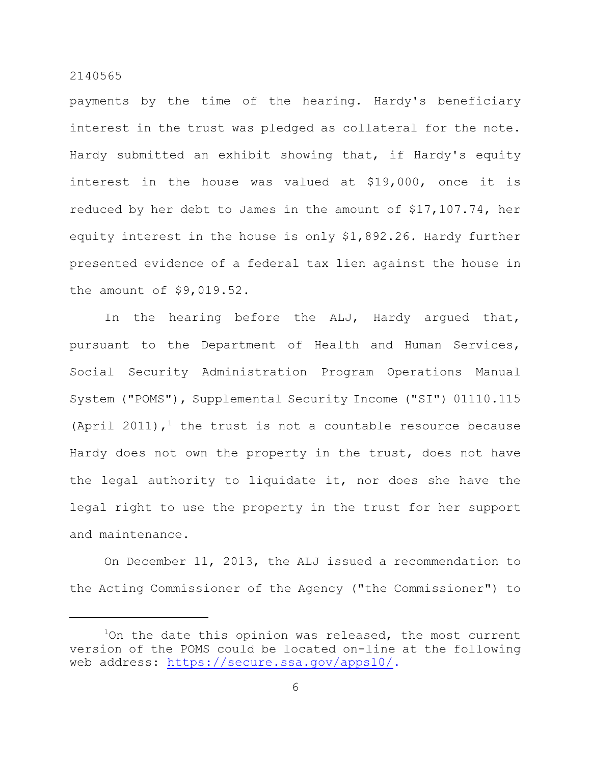payments by the time of the hearing. Hardy's beneficiary interest in the trust was pledged as collateral for the note. Hardy submitted an exhibit showing that, if Hardy's equity interest in the house was valued at $19,000, once it is reduced by her debt to James in the amount of $17,107.74, her equity interest in the house is only $1,892.26. Hardy further presented evidence of a federal tax lien against the house in the amount of $9,019.52.

In the hearing before the ALJ, Hardy argued that, pursuant to the Department of Health and Human Services, Social Security Administration Program Operations Manual System ("POMS"), Supplemental Security Income ("SI") 01110.115 (April 2011),[1] the trust is not a countable resource because Hardy does not own the property in the trust, does not have the legal authority to liquidate it, nor does she have the legal right to use the property in the trust for her support and maintenance.

On December 11, 2013, the ALJ issued a recommendation to the Acting Commissioner of the Agency ("the Commissioner") to

---

[1]On the date this opinion was released, the most current version of the POMS could be located on-line at the following web address: https://secure.ssa.gov/apps10/.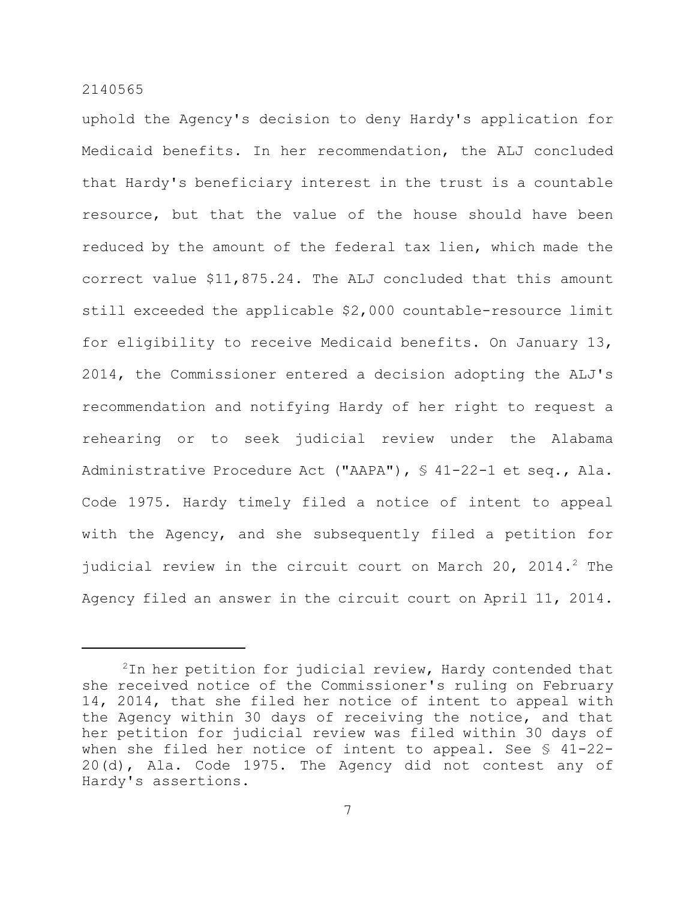uphold the Agency's decision to deny Hardy's application for Medicaid benefits. In her recommendation, the ALJ concluded that Hardy's beneficiary interest in the trust is a countable resource, but that the value of the house should have been reduced by the amount of the federal tax lien, which made the correct value $11,875.24. The ALJ concluded that this amount still exceeded the applicable $2,000 countable-resource limit for eligibility to receive Medicaid benefits. On January 13, 2014, the Commissioner entered a decision adopting the ALJ's recommendation and notifying Hardy of her right to request a rehearing or to seek judicial review under the Alabama Administrative Procedure Act ("AAPA"), § 41-22-1 et seq., Ala. Code 1975. Hardy timely filed a notice of intent to appeal with the Agency, and she subsequently filed a petition for judicial review in the circuit court on March 20, 2014.[2] The Agency filed an answer in the circuit court on April 11, 2014.

---

[2]In her petition for judicial review, Hardy contended that she received notice of the Commissioner's ruling on February 14, 2014, that she filed her notice of intent to appeal with the Agency within 30 days of receiving the notice, and that her petition for judicial review was filed within 30 days of when she filed her notice of intent to appeal. See § 41-22-20(d), Ala. Code 1975. The Agency did not contest any of Hardy's assertions.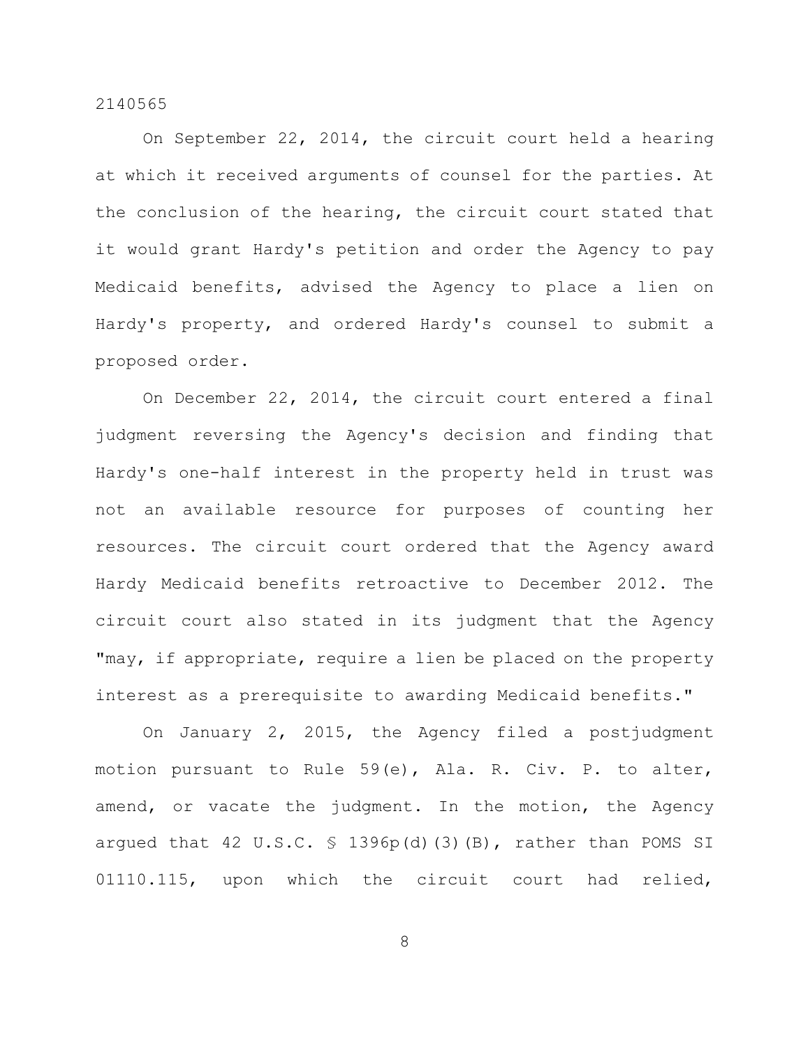On September 22, 2014, the circuit court held a hearing at which it received arguments of counsel for the parties. At the conclusion of the hearing, the circuit court stated that it would grant Hardy's petition and order the Agency to pay Medicaid benefits, advised the Agency to place a lien on Hardy's property, and ordered Hardy's counsel to submit a proposed order.

On December 22, 2014, the circuit court entered a final judgment reversing the Agency's decision and finding that Hardy's one-half interest in the property held in trust was not an available resource for purposes of counting her resources. The circuit court ordered that the Agency award Hardy Medicaid benefits retroactive to December 2012. The circuit court also stated in its judgment that the Agency "may, if appropriate, require a lien be placed on the property interest as a prerequisite to awarding Medicaid benefits."

On January 2, 2015, the Agency filed a postjudgment motion pursuant to Rule 59(e), Ala. R. Civ. P. to alter, amend, or vacate the judgment. In the motion, the Agency argued that 42 U.S.C. § 1396p(d)(3)(B), rather than POMS SI 01110.115, upon which the circuit court had relied,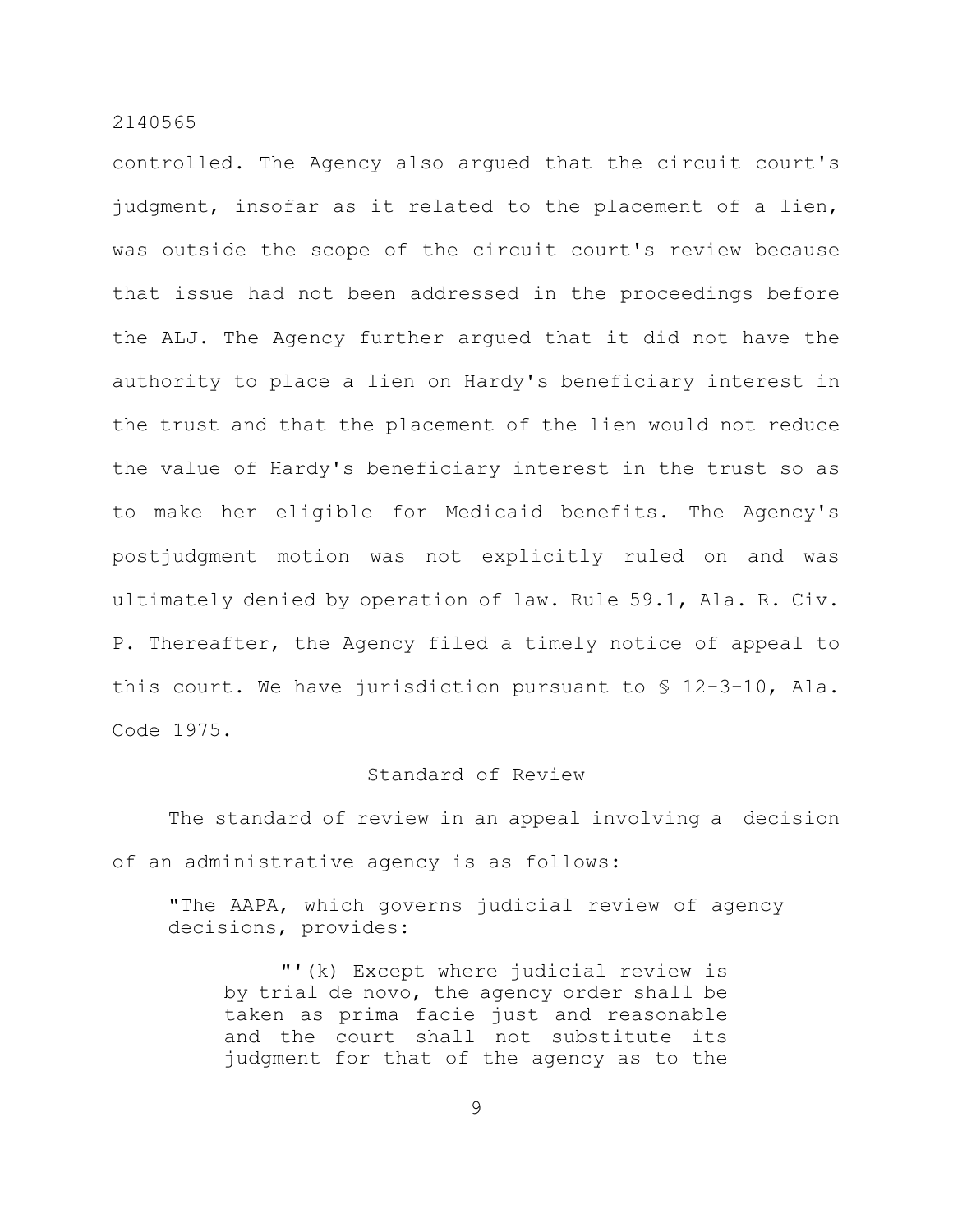controlled. The Agency also argued that the circuit court's judgment, insofar as it related to the placement of a lien, was outside the scope of the circuit court's review because that issue had not been addressed in the proceedings before the ALJ. The Agency further argued that it did not have the authority to place a lien on Hardy's beneficiary interest in the trust and that the placement of the lien would not reduce the value of Hardy's beneficiary interest in the trust so as to make her eligible for Medicaid benefits. The Agency's postjudgment motion was not explicitly ruled on and was ultimately denied by operation of law. Rule 59.1, Ala. R. Civ. P. Thereafter, the Agency filed a timely notice of appeal to this court. We have jurisdiction pursuant to § 12-3-10, Ala. Code 1975.

## Standard of Review

The standard of review in an appeal involving a decision of an administrative agency is as follows:

> "The AAPA, which governs judicial review of agency decisions, provides:
>
> > "'(k) Except where judicial review is by trial de novo, the agency order shall be taken as prima facie just and reasonable and the court shall not substitute its judgment for that of the agency as to the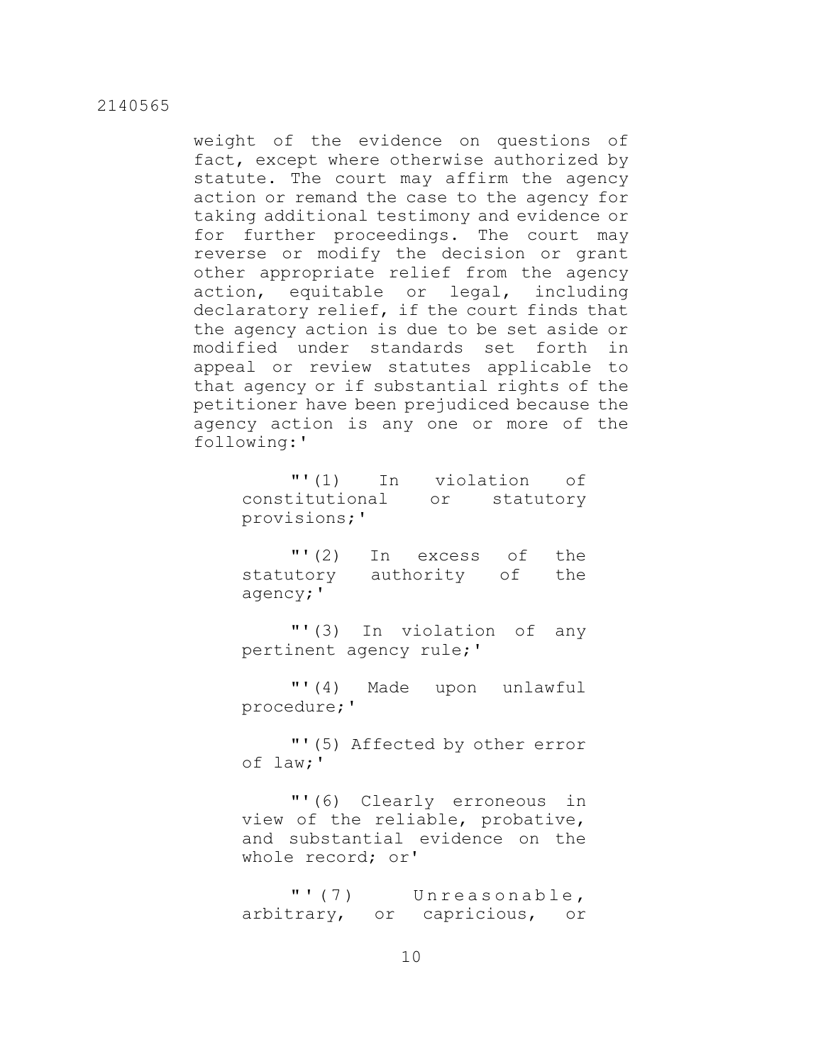weight of the evidence on questions of fact, except where otherwise authorized by statute. The court may affirm the agency action or remand the case to the agency for taking additional testimony and evidence or for further proceedings. The court may reverse or modify the decision or grant other appropriate relief from the agency action, equitable or legal, including declaratory relief, if the court finds that the agency action is due to be set aside or modified under standards set forth in appeal or review statutes applicable to that agency or if substantial rights of the petitioner have been prejudiced because the agency action is any one or more of the following:'

> "'(1) In violation of constitutional or statutory provisions;'
>
> "'(2) In excess of the statutory authority of the agency;'
>
> "'(3) In violation of any pertinent agency rule;'
>
> "'(4) Made upon unlawful procedure;'
>
> "'(5) Affected by other error of law;'
>
> "'(6) Clearly erroneous in view of the reliable, probative, and substantial evidence on the whole record; or'
>
> "'(7) Unreasonable, arbitrary, or capricious, or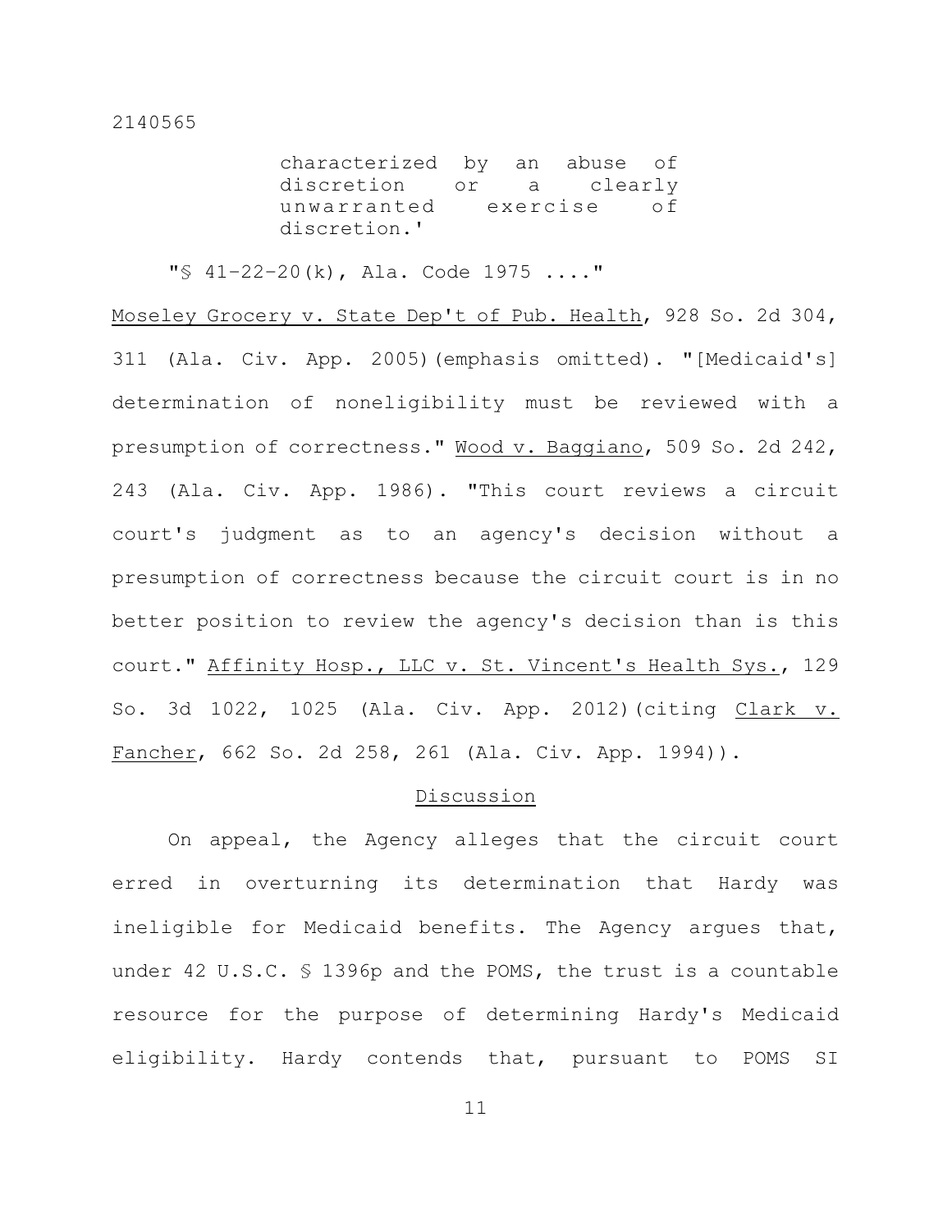> characterized by an abuse of discretion or a clearly unwarranted exercise of discretion.'
>
> "§ 41-22-20(k), Ala. Code 1975 ...."

Moseley Grocery v. State Dep't of Pub. Health, 928 So. 2d 304, 311 (Ala. Civ. App. 2005)(emphasis omitted). "[Medicaid's] determination of noneligibility must be reviewed with a presumption of correctness." Wood v. Baggiano, 509 So. 2d 242, 243 (Ala. Civ. App. 1986). "This court reviews a circuit court's judgment as to an agency's decision without a presumption of correctness because the circuit court is in no better position to review the agency's decision than is this court." Affinity Hosp., LLC v. St. Vincent's Health Sys., 129 So. 3d 1022, 1025 (Ala. Civ. App. 2012)(citing Clark v. Fancher, 662 So. 2d 258, 261 (Ala. Civ. App. 1994)).

## Discussion

On appeal, the Agency alleges that the circuit court erred in overturning its determination that Hardy was ineligible for Medicaid benefits. The Agency argues that, under 42 U.S.C. § 1396p and the POMS, the trust is a countable resource for the purpose of determining Hardy's Medicaid eligibility. Hardy contends that, pursuant to POMS SI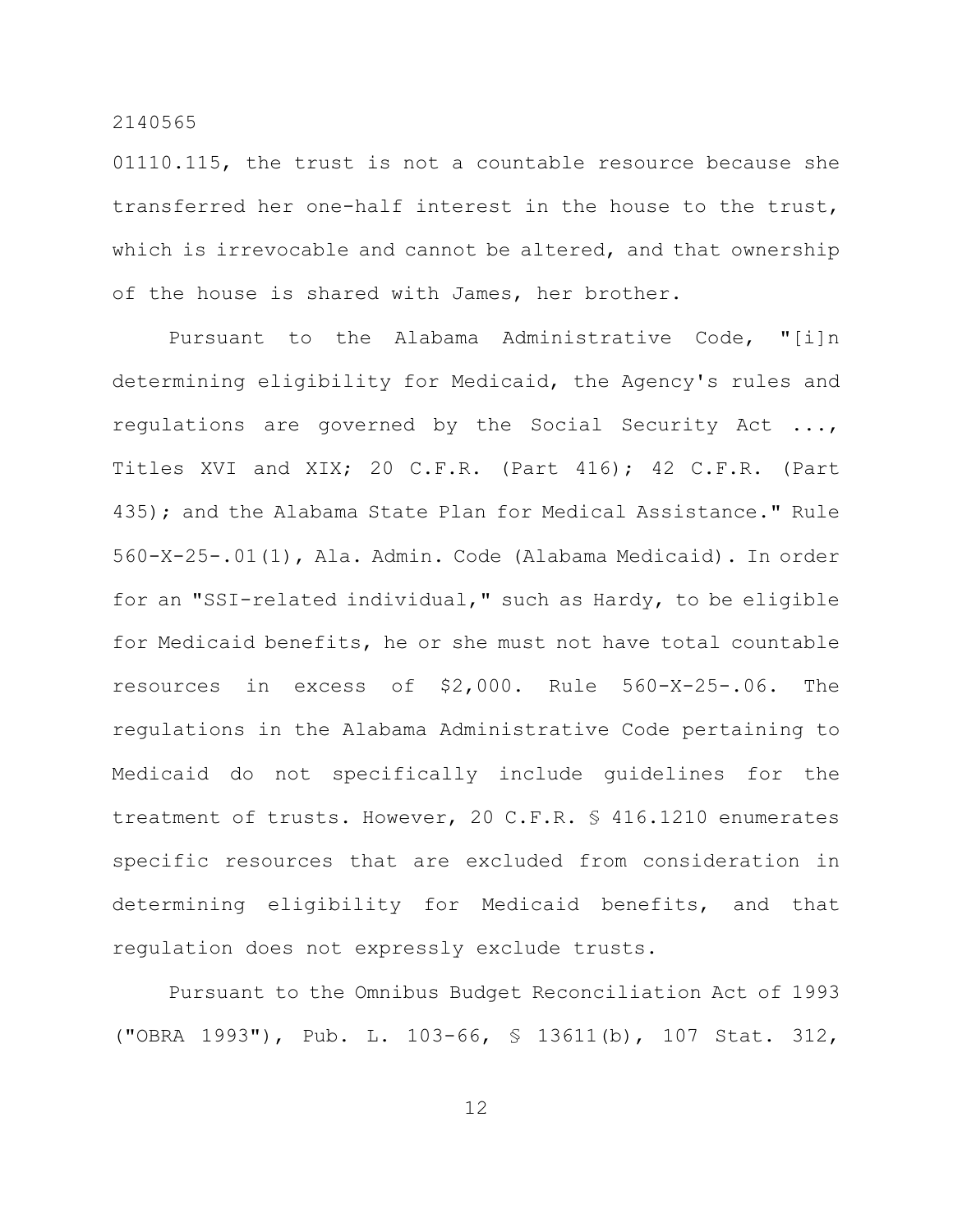01110.115, the trust is not a countable resource because she transferred her one-half interest in the house to the trust, which is irrevocable and cannot be altered, and that ownership of the house is shared with James, her brother.

Pursuant to the Alabama Administrative Code, "[i]n determining eligibility for Medicaid, the Agency's rules and regulations are governed by the Social Security Act ..., Titles XVI and XIX; 20 C.F.R. (Part 416); 42 C.F.R. (Part 435); and the Alabama State Plan for Medical Assistance." Rule 560-X-25-.01(1), Ala. Admin. Code (Alabama Medicaid). In order for an "SSI-related individual," such as Hardy, to be eligible for Medicaid benefits, he or she must not have total countable resources in excess of $2,000. Rule 560-X-25-.06. The regulations in the Alabama Administrative Code pertaining to Medicaid do not specifically include guidelines for the treatment of trusts. However, 20 C.F.R. § 416.1210 enumerates specific resources that are excluded from consideration in determining eligibility for Medicaid benefits, and that regulation does not expressly exclude trusts.

Pursuant to the Omnibus Budget Reconciliation Act of 1993 ("OBRA 1993"), Pub. L. 103-66, § 13611(b), 107 Stat. 312,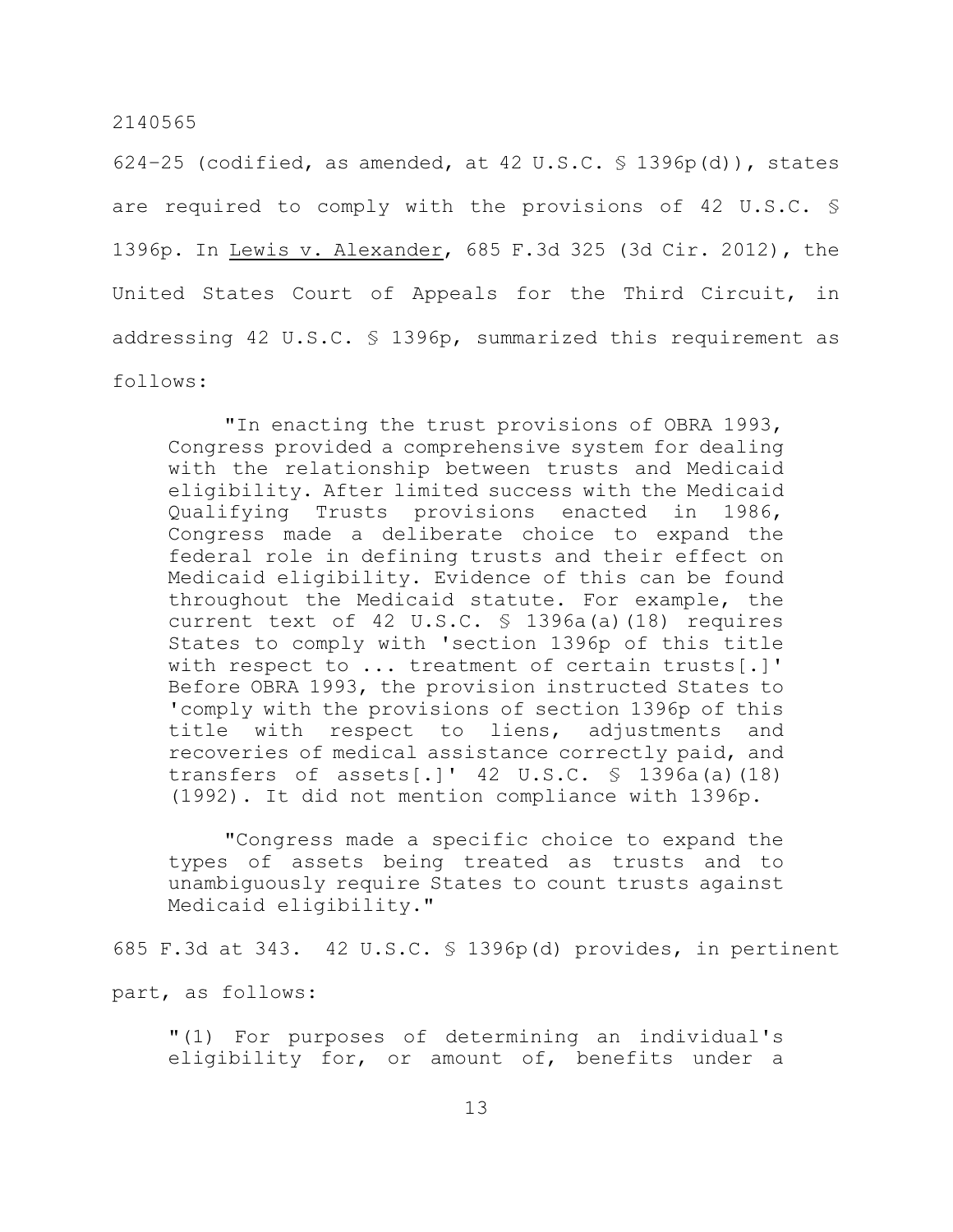624–25 (codified, as amended, at 42 U.S.C. § 1396p(d)), states are required to comply with the provisions of 42 U.S.C. § 1396p. In Lewis v. Alexander, 685 F.3d 325 (3d Cir. 2012), the United States Court of Appeals for the Third Circuit, in addressing 42 U.S.C. § 1396p, summarized this requirement as follows:

> "In enacting the trust provisions of OBRA 1993, Congress provided a comprehensive system for dealing with the relationship between trusts and Medicaid eligibility. After limited success with the Medicaid Qualifying Trusts provisions enacted in 1986, Congress made a deliberate choice to expand the federal role in defining trusts and their effect on Medicaid eligibility. Evidence of this can be found throughout the Medicaid statute. For example, the current text of 42 U.S.C. § 1396a(a)(18) requires States to comply with 'section 1396p of this title with respect to ... treatment of certain trusts[.]' Before OBRA 1993, the provision instructed States to 'comply with the provisions of section 1396p of this title with respect to liens, adjustments and recoveries of medical assistance correctly paid, and transfers of assets[.]' 42 U.S.C. § 1396a(a)(18) (1992). It did not mention compliance with 1396p.
>
> "Congress made a specific choice to expand the types of assets being treated as trusts and to unambiguously require States to count trusts against Medicaid eligibility."

685 F.3d at 343. 42 U.S.C. § 1396p(d) provides, in pertinent part, as follows:

> "(1) For purposes of determining an individual's eligibility for, or amount of, benefits under a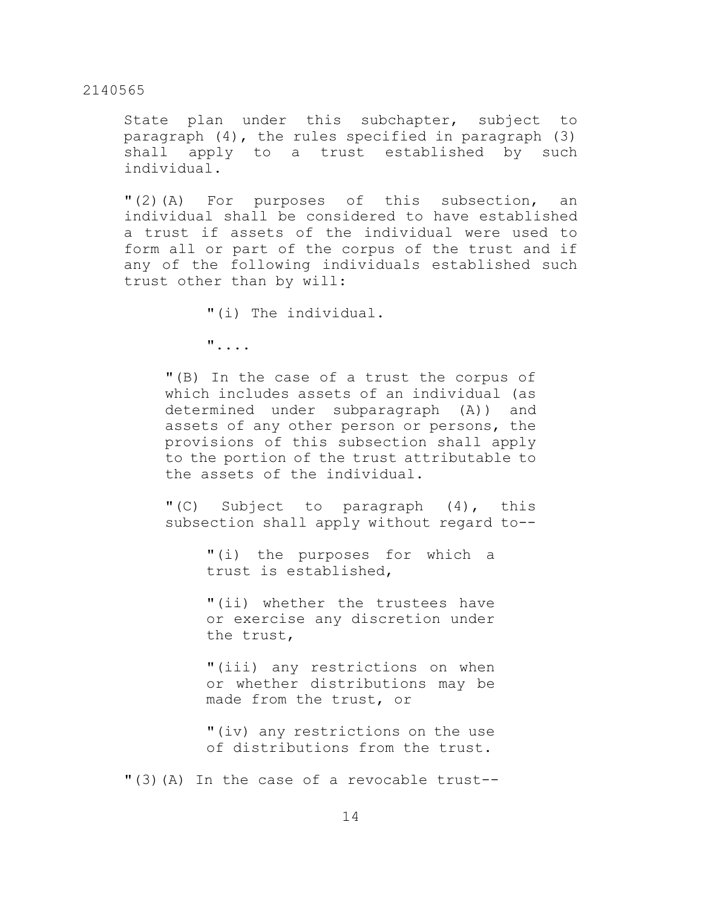State plan under this subchapter, subject to paragraph (4), the rules specified in paragraph (3) shall apply to a trust established by such individual.

"(2)(A) For purposes of this subsection, an individual shall be considered to have established a trust if assets of the individual were used to form all or part of the corpus of the trust and if any of the following individuals established such trust other than by will:

> "(i) The individual.
>
> "....

> "(B) In the case of a trust the corpus of which includes assets of an individual (as determined under subparagraph (A)) and assets of any other person or persons, the provisions of this subsection shall apply to the portion of the trust attributable to the assets of the individual.
>
> "(C) Subject to paragraph (4), this subsection shall apply without regard to--
>
> > "(i) the purposes for which a trust is established,
> >
> > "(ii) whether the trustees have or exercise any discretion under the trust,
> >
> > "(iii) any restrictions on when or whether distributions may be made from the trust, or
> >
> > "(iv) any restrictions on the use of distributions from the trust.

"(3)(A) In the case of a revocable trust--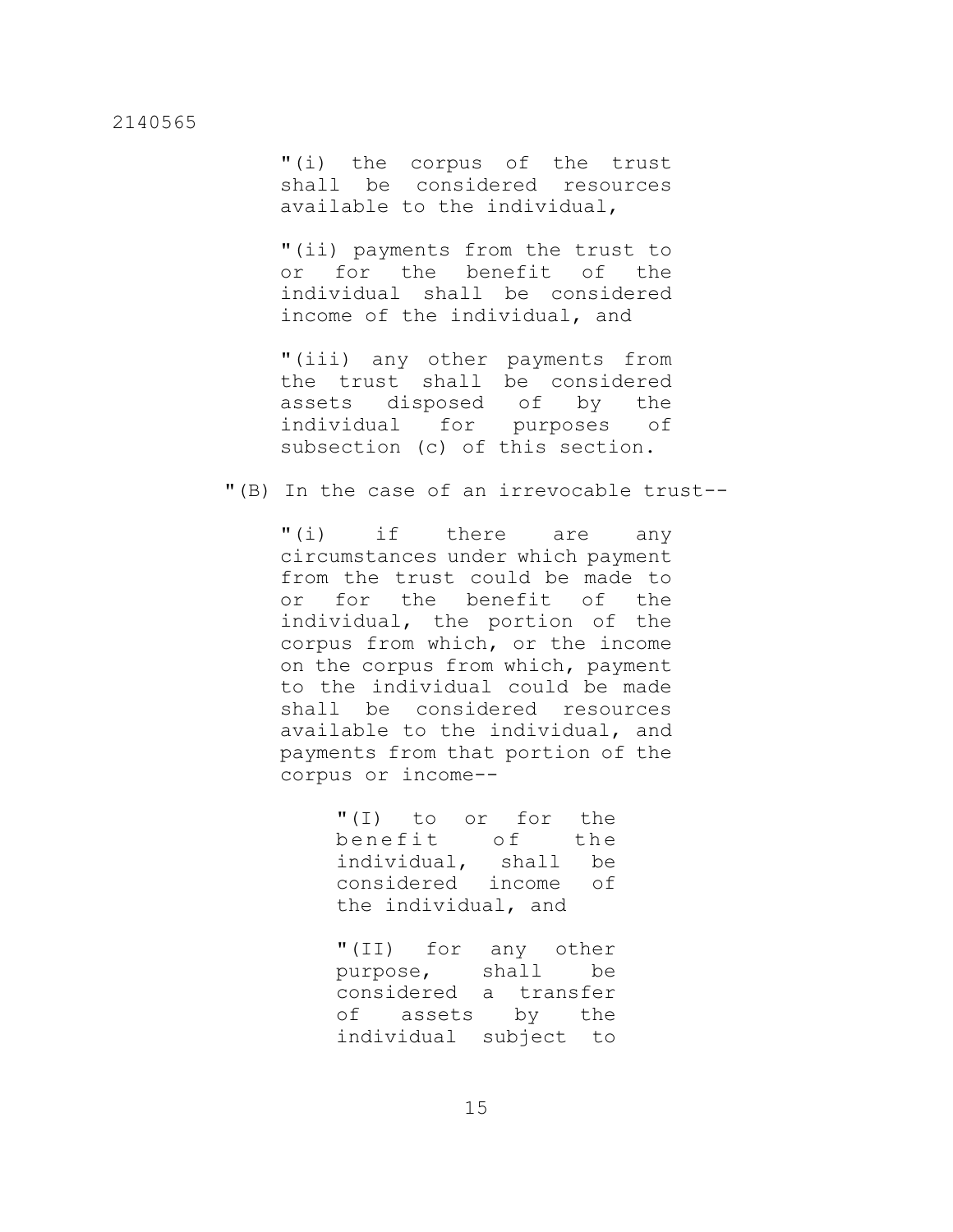"(i) the corpus of the trust shall be considered resources available to the individual,

"(ii) payments from the trust to or for the benefit of the individual shall be considered income of the individual, and

"(iii) any other payments from the trust shall be considered assets disposed of by the individual for purposes of subsection (c) of this section.

"(B) In the case of an irrevocable trust--

"(i) if there are any circumstances under which payment from the trust could be made to or for the benefit of the individual, the portion of the corpus from which, or the income on the corpus from which, payment to the individual could be made shall be considered resources available to the individual, and payments from that portion of the corpus or income--

"(I) to or for the benefit of the individual, shall be considered income of the individual, and

"(II) for any other purpose, shall be considered a transfer of assets by the individual subject to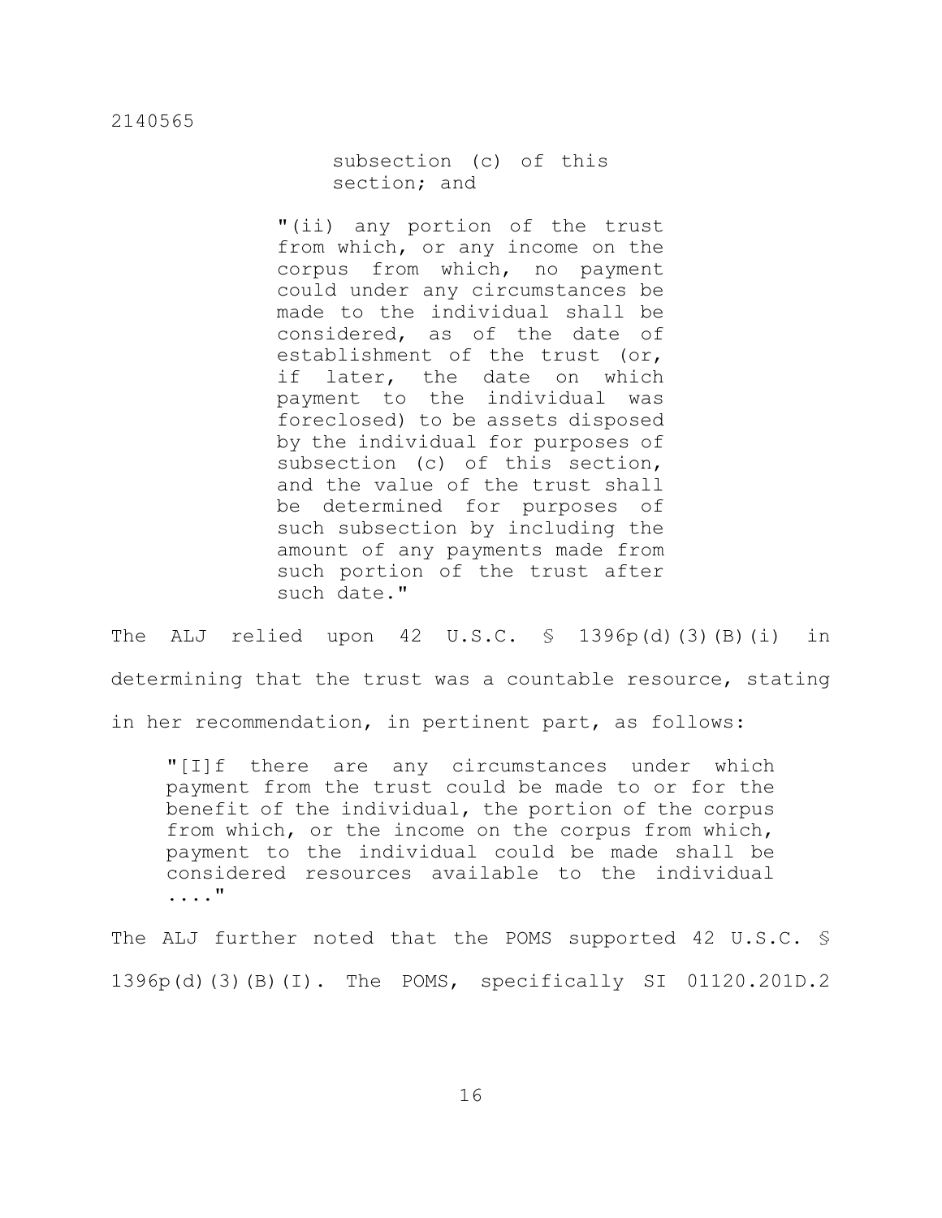subsection (c) of this section; and

"(ii) any portion of the trust from which, or any income on the corpus from which, no payment could under any circumstances be made to the individual shall be considered, as of the date of establishment of the trust (or, if later, the date on which payment to the individual was foreclosed) to be assets disposed by the individual for purposes of subsection (c) of this section, and the value of the trust shall be determined for purposes of such subsection by including the amount of any payments made from such portion of the trust after such date."

The ALJ relied upon 42 U.S.C. § 1396p(d)(3)(B)(i) in determining that the trust was a countable resource, stating in her recommendation, in pertinent part, as follows:

> "[I]f there are any circumstances under which payment from the trust could be made to or for the benefit of the individual, the portion of the corpus from which, or the income on the corpus from which, payment to the individual could be made shall be considered resources available to the individual ...."

The ALJ further noted that the POMS supported 42 U.S.C. § 1396p(d)(3)(B)(I). The POMS, specifically SI 01120.201D.2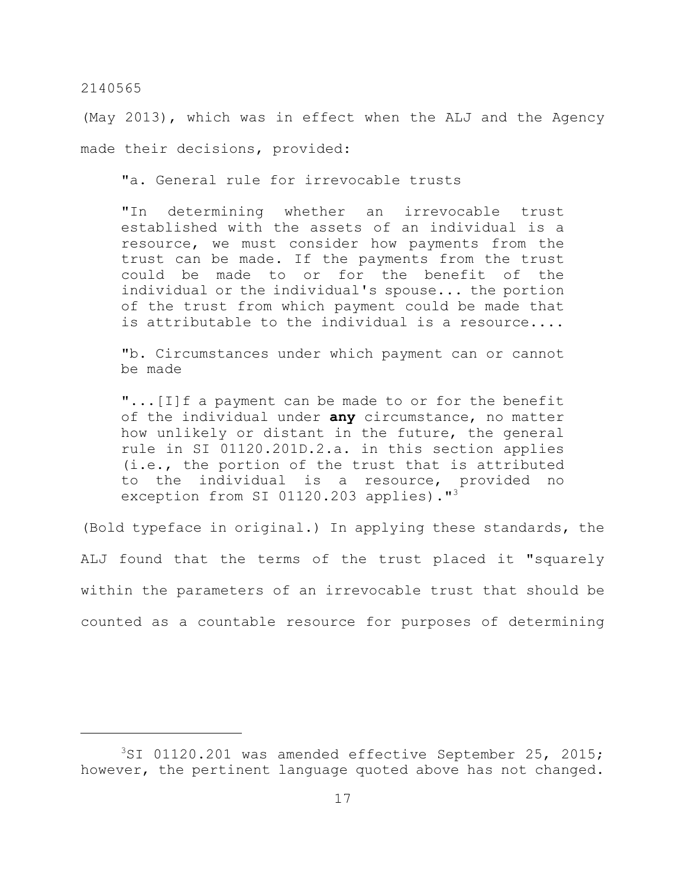(May 2013), which was in effect when the ALJ and the Agency made their decisions, provided:

> "a. General rule for irrevocable trusts
>
> "In determining whether an irrevocable trust established with the assets of an individual is a resource, we must consider how payments from the trust can be made. If the payments from the trust could be made to or for the benefit of the individual or the individual's spouse... the portion of the trust from which payment could be made that is attributable to the individual is a resource....
>
> "b. Circumstances under which payment can or cannot be made
>
> "...[I]f a payment can be made to or for the benefit of the individual under **any** circumstance, no matter how unlikely or distant in the future, the general rule in SI 01120.201D.2.a. in this section applies (i.e., the portion of the trust that is attributed to the individual is a resource, provided no exception from SI 01120.203 applies)."[3]

(Bold typeface in original.) In applying these standards, the ALJ found that the terms of the trust placed it "squarely within the parameters of an irrevocable trust that should be counted as a countable resource for purposes of determining

---

[3]SI 01120.201 was amended effective September 25, 2015; however, the pertinent language quoted above has not changed.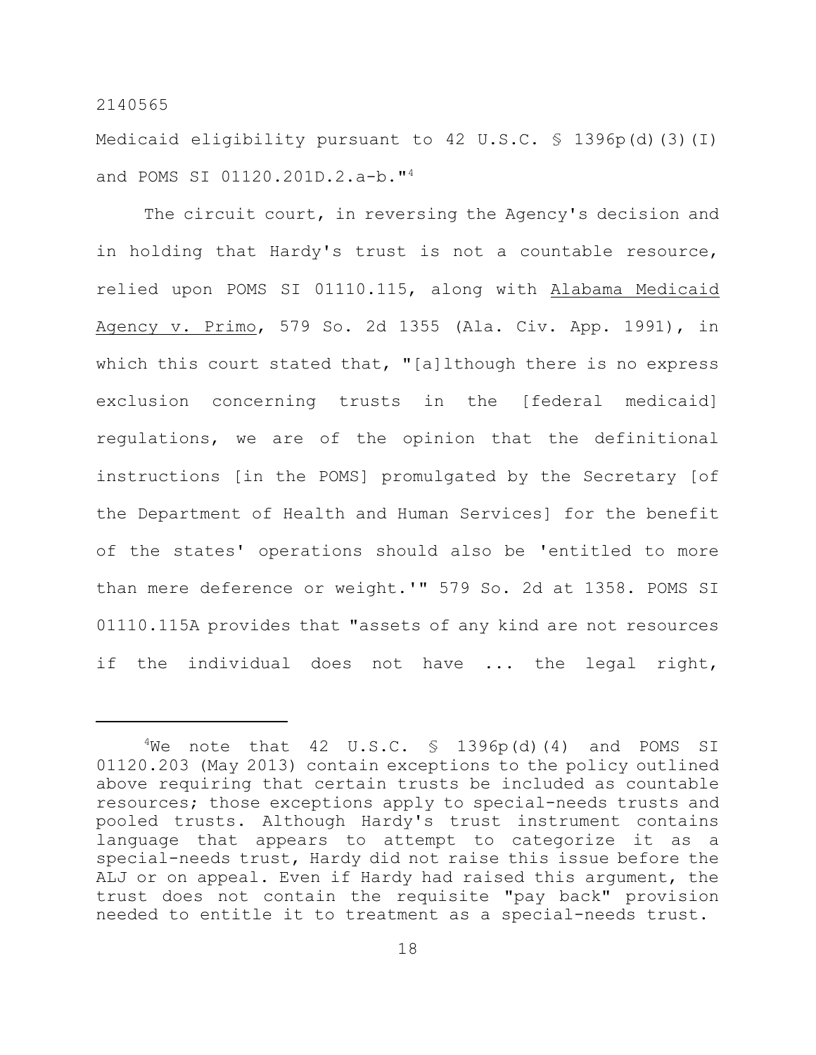Medicaid eligibility pursuant to 42 U.S.C. § 1396p(d)(3)(I) and POMS SI 01120.201D.2.a-b."[4]

The circuit court, in reversing the Agency's decision and in holding that Hardy's trust is not a countable resource, relied upon POMS SI 01110.115, along with Alabama Medicaid Agency v. Primo, 579 So. 2d 1355 (Ala. Civ. App. 1991), in which this court stated that, "[a]lthough there is no express exclusion concerning trusts in the [federal medicaid] regulations, we are of the opinion that the definitional instructions [in the POMS] promulgated by the Secretary [of the Department of Health and Human Services] for the benefit of the states' operations should also be 'entitled to more than mere deference or weight.'" 579 So. 2d at 1358. POMS SI 01110.115A provides that "assets of any kind are not resources if the individual does not have ... the legal right,

---

[4]We note that 42 U.S.C. § 1396p(d)(4) and POMS SI 01120.203 (May 2013) contain exceptions to the policy outlined above requiring that certain trusts be included as countable resources; those exceptions apply to special-needs trusts and pooled trusts. Although Hardy's trust instrument contains language that appears to attempt to categorize it as a special-needs trust, Hardy did not raise this issue before the ALJ or on appeal. Even if Hardy had raised this argument, the trust does not contain the requisite "pay back" provision needed to entitle it to treatment as a special-needs trust.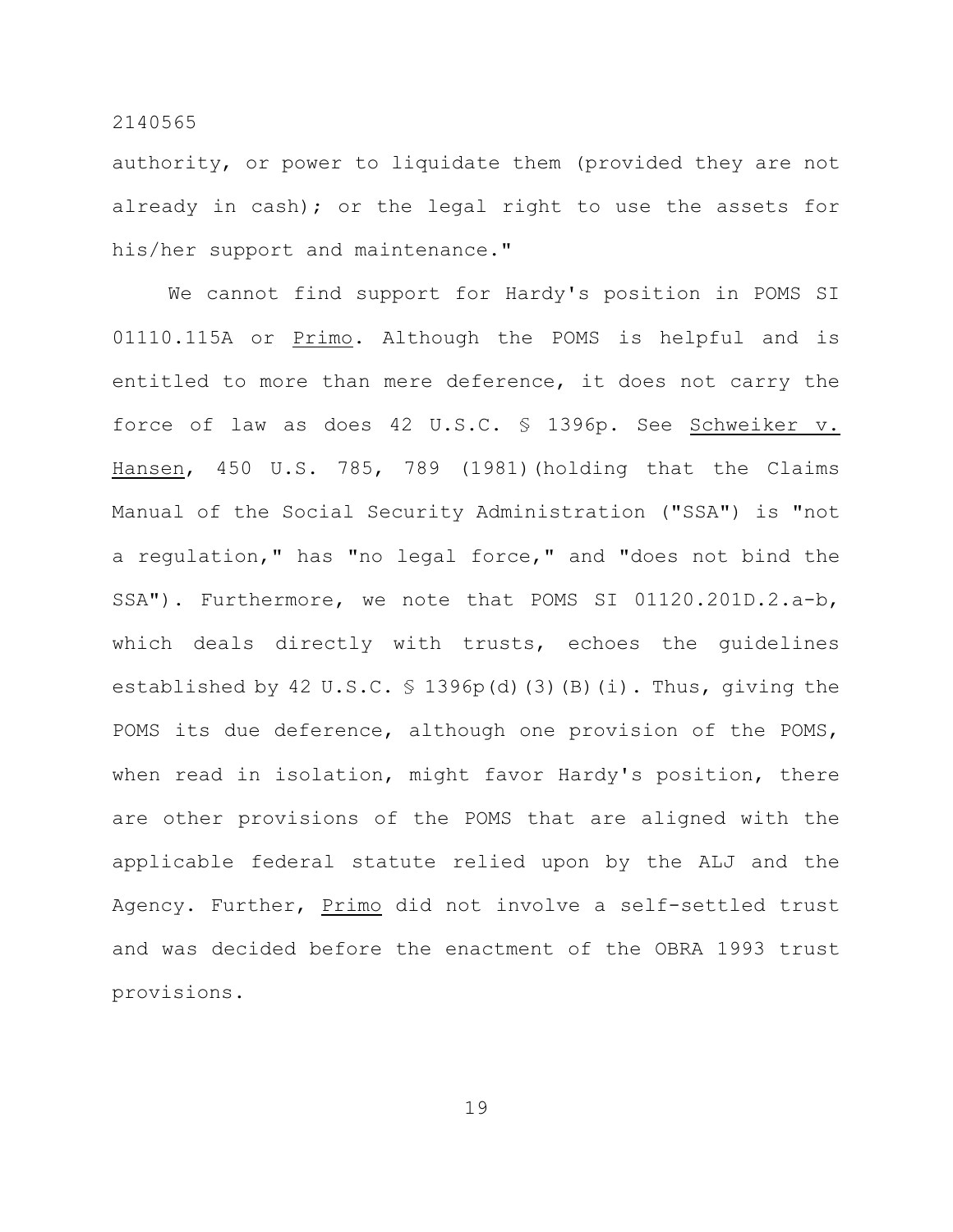authority, or power to liquidate them (provided they are not already in cash); or the legal right to use the assets for his/her support and maintenance."

We cannot find support for Hardy's position in POMS SI 01110.115A or Primo. Although the POMS is helpful and is entitled to more than mere deference, it does not carry the force of law as does 42 U.S.C. § 1396p. See Schweiker v. Hansen, 450 U.S. 785, 789 (1981)(holding that the Claims Manual of the Social Security Administration ("SSA") is "not a regulation," has "no legal force," and "does not bind the SSA"). Furthermore, we note that POMS SI 01120.201D.2.a-b, which deals directly with trusts, echoes the guidelines established by 42 U.S.C. § 1396p(d)(3)(B)(i). Thus, giving the POMS its due deference, although one provision of the POMS, when read in isolation, might favor Hardy's position, there are other provisions of the POMS that are aligned with the applicable federal statute relied upon by the ALJ and the Agency. Further, Primo did not involve a self-settled trust and was decided before the enactment of the OBRA 1993 trust provisions.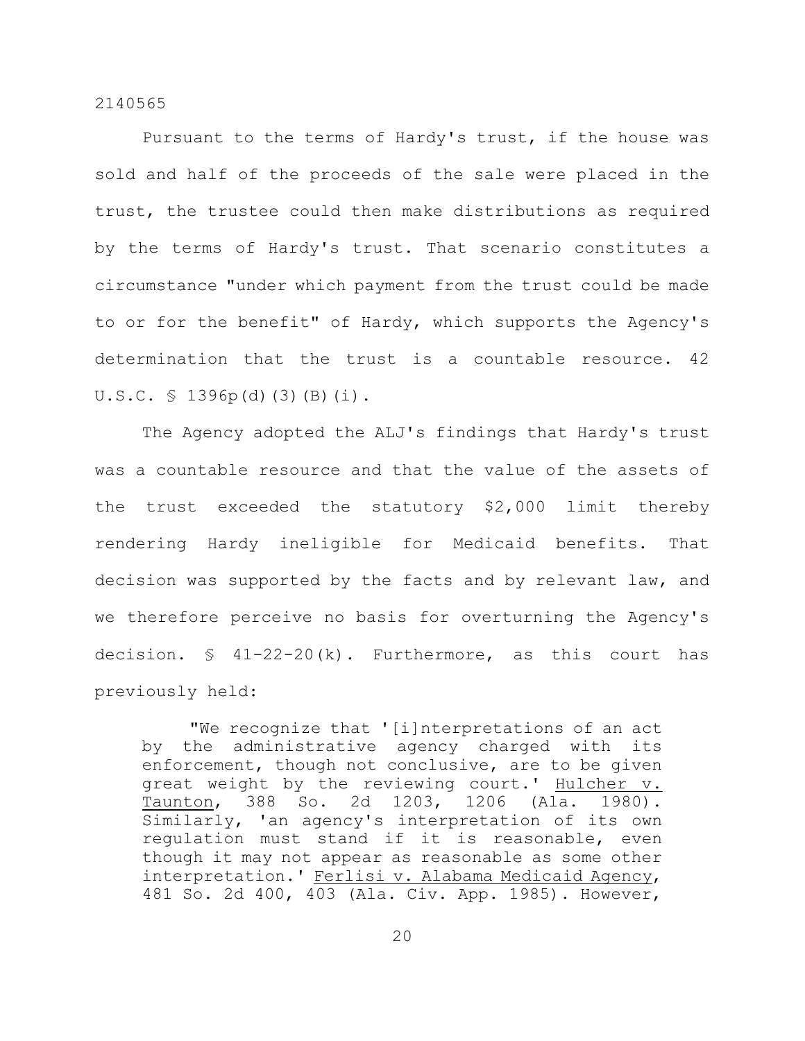Pursuant to the terms of Hardy's trust, if the house was sold and half of the proceeds of the sale were placed in the trust, the trustee could then make distributions as required by the terms of Hardy's trust. That scenario constitutes a circumstance "under which payment from the trust could be made to or for the benefit" of Hardy, which supports the Agency's determination that the trust is a countable resource. 42 U.S.C. § 1396p(d)(3)(B)(i).

The Agency adopted the ALJ's findings that Hardy's trust was a countable resource and that the value of the assets of the trust exceeded the statutory $2,000 limit thereby rendering Hardy ineligible for Medicaid benefits. That decision was supported by the facts and by relevant law, and we therefore perceive no basis for overturning the Agency's decision. § 41-22-20(k). Furthermore, as this court has previously held:

> "We recognize that '[i]nterpretations of an act by the administrative agency charged with its enforcement, though not conclusive, are to be given great weight by the reviewing court.' Hulcher v. Taunton, 388 So. 2d 1203, 1206 (Ala. 1980). Similarly, 'an agency's interpretation of its own regulation must stand if it is reasonable, even though it may not appear as reasonable as some other interpretation.' Ferlisi v. Alabama Medicaid Agency, 481 So. 2d 400, 403 (Ala. Civ. App. 1985). However,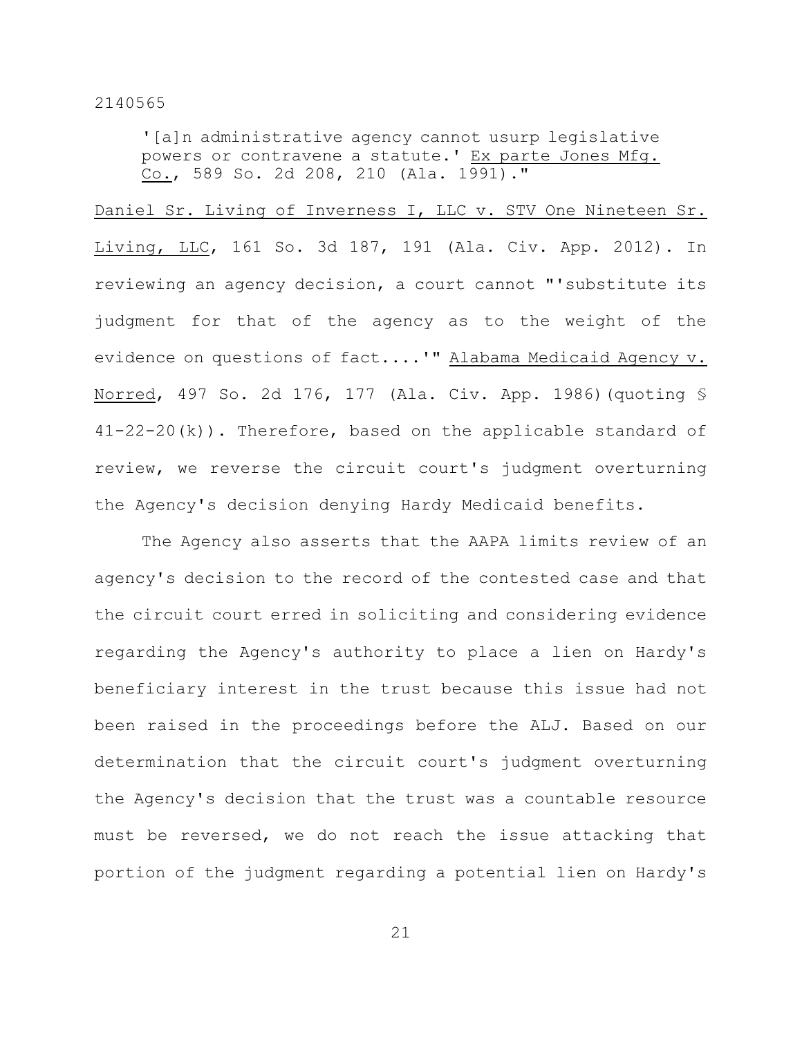'[a]n administrative agency cannot usurp legislative powers or contravene a statute.' Ex parte Jones Mfg. Co., 589 So. 2d 208, 210 (Ala. 1991)."

Daniel Sr. Living of Inverness I, LLC v. STV One Nineteen Sr. Living, LLC, 161 So. 3d 187, 191 (Ala. Civ. App. 2012). In reviewing an agency decision, a court cannot "'substitute its judgment for that of the agency as to the weight of the evidence on questions of fact....'" Alabama Medicaid Agency v. Norred, 497 So. 2d 176, 177 (Ala. Civ. App. 1986)(quoting § 41-22-20(k)). Therefore, based on the applicable standard of review, we reverse the circuit court's judgment overturning the Agency's decision denying Hardy Medicaid benefits.

The Agency also asserts that the AAPA limits review of an agency's decision to the record of the contested case and that the circuit court erred in soliciting and considering evidence regarding the Agency's authority to place a lien on Hardy's beneficiary interest in the trust because this issue had not been raised in the proceedings before the ALJ. Based on our determination that the circuit court's judgment overturning the Agency's decision that the trust was a countable resource must be reversed, we do not reach the issue attacking that portion of the judgment regarding a potential lien on Hardy's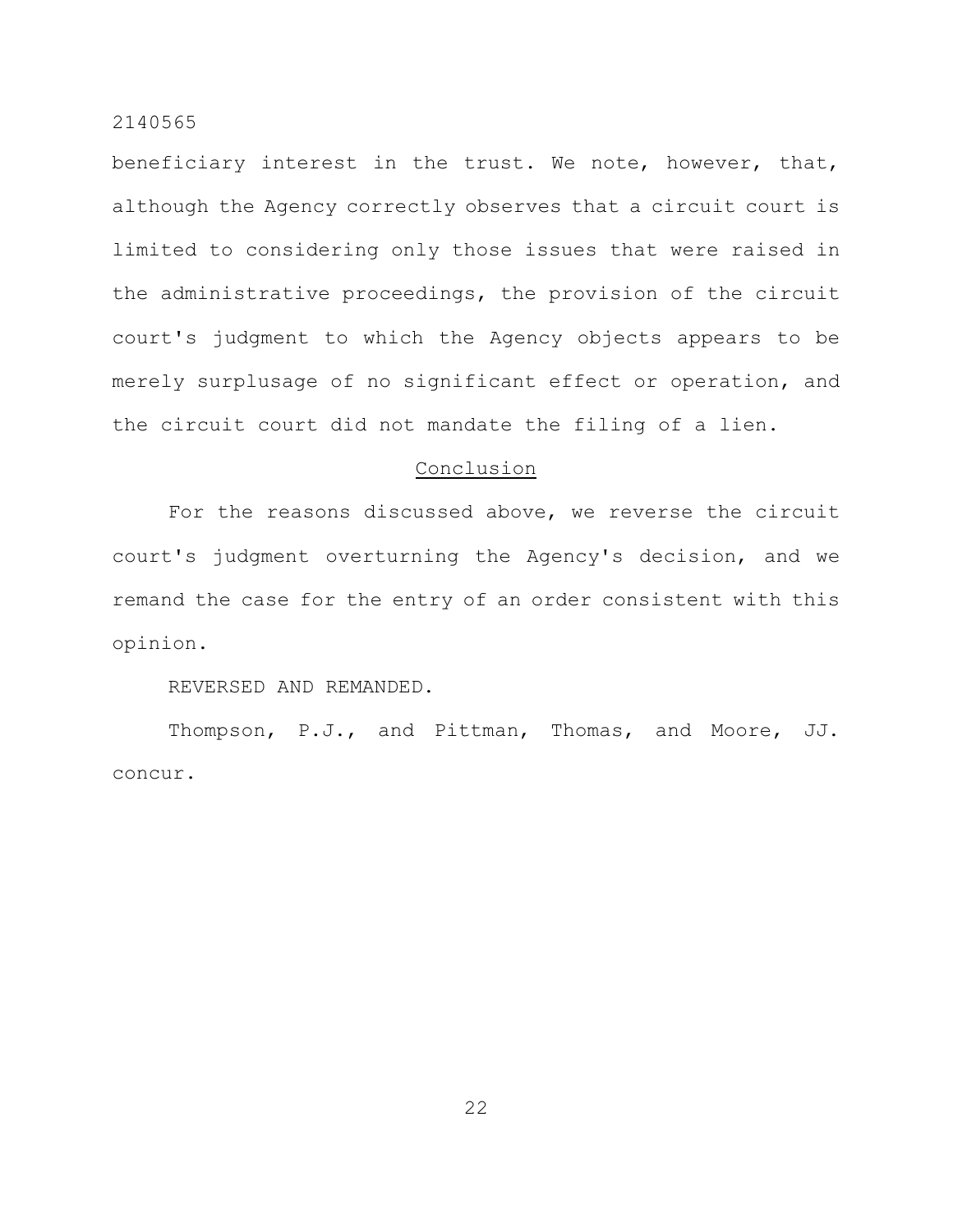beneficiary interest in the trust. We note, however, that, although the Agency correctly observes that a circuit court is limited to considering only those issues that were raised in the administrative proceedings, the provision of the circuit court's judgment to which the Agency objects appears to be merely surplusage of no significant effect or operation, and the circuit court did not mandate the filing of a lien.

## Conclusion

For the reasons discussed above, we reverse the circuit court's judgment overturning the Agency's decision, and we remand the case for the entry of an order consistent with this opinion.

REVERSED AND REMANDED.

Thompson, P.J., and Pittman, Thomas, and Moore, JJ. concur.